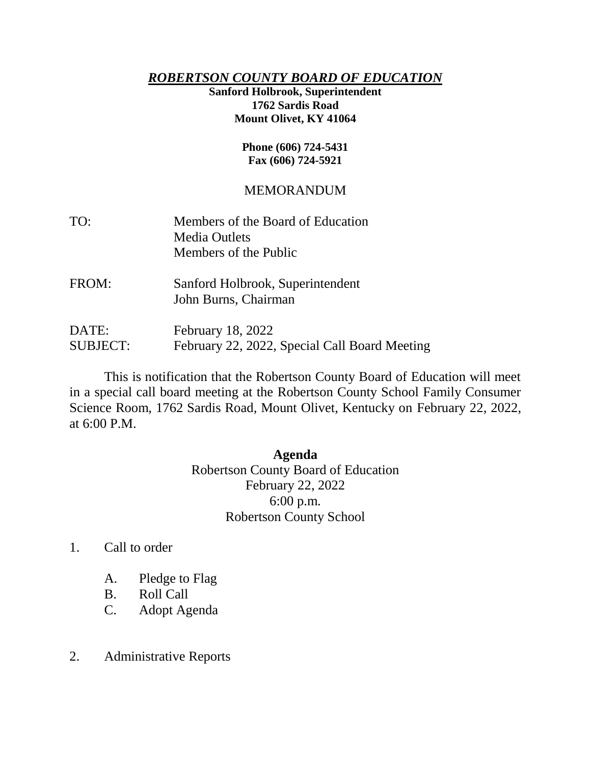***ROBERTSON COUNTY BOARD OF EDUCATION***

**Sanford Holbrook, Superintendent**
**1762 Sardis Road**
**Mount Olivet, KY 41064**

**Phone (606) 724-5431**
**Fax (606) 724-5921**

MEMORANDUM

TO: Members of the Board of Education
Media Outlets
Members of the Public

FROM: Sanford Holbrook, Superintendent
John Burns, Chairman

DATE: February 18, 2022
SUBJECT: February 22, 2022, Special Call Board Meeting

This is notification that the Robertson County Board of Education will meet in a special call board meeting at the Robertson County School Family Consumer Science Room, 1762 Sardis Road, Mount Olivet, Kentucky on February 22, 2022, at 6:00 P.M.

**Agenda**
Robertson County Board of Education
February 22, 2022
6:00 p.m.
Robertson County School

1. Call to order
   - A. Pledge to Flag
   - B. Roll Call
   - C. Adopt Agenda

2. Administrative Reports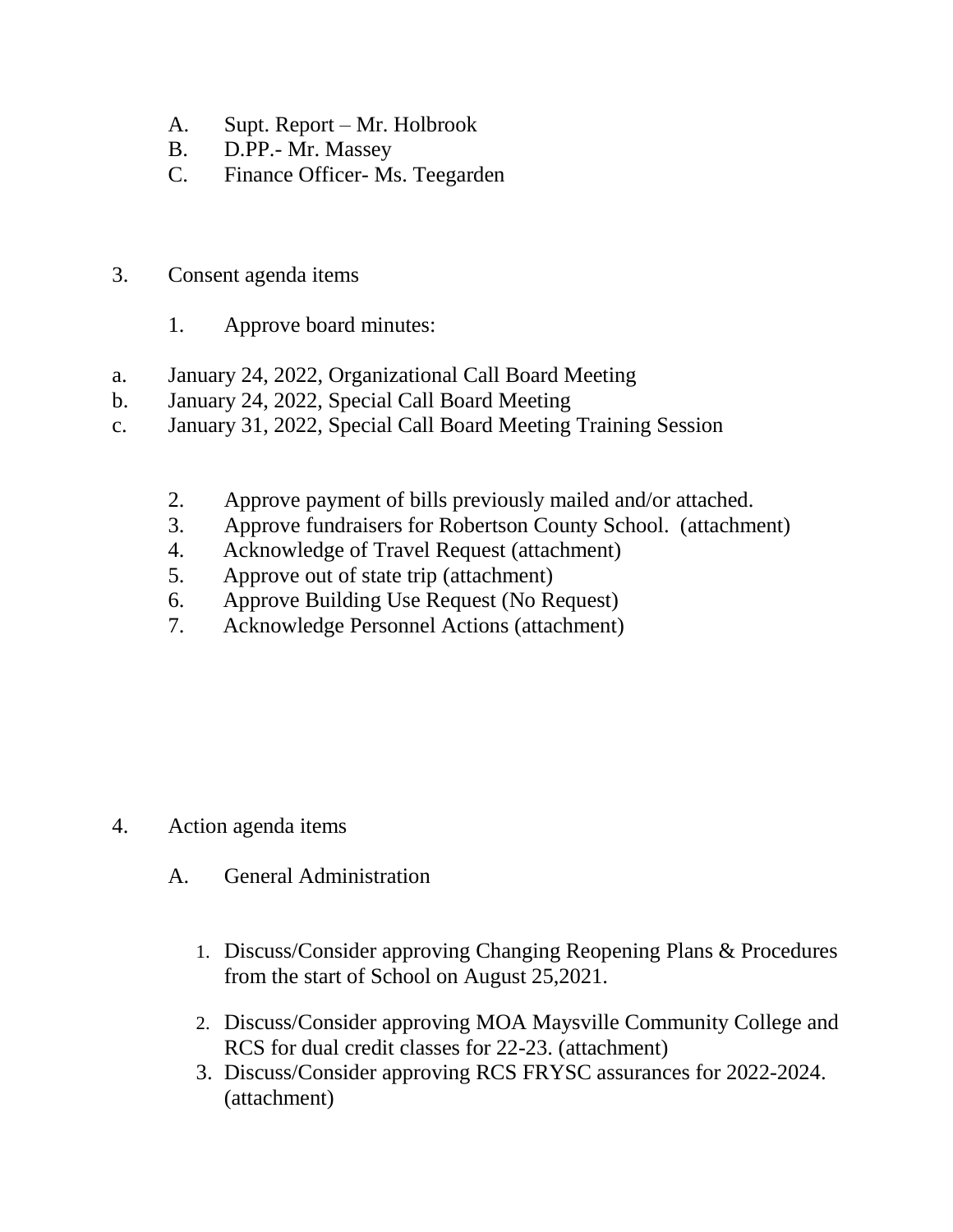A. Supt. Report – Mr. Holbrook
B. D.PP.- Mr. Massey
C. Finance Officer- Ms. Teegarden

3. Consent agenda items

   1. Approve board minutes:

a. January 24, 2022, Organizational Call Board Meeting
b. January 24, 2022, Special Call Board Meeting
c. January 31, 2022, Special Call Board Meeting Training Session

   2. Approve payment of bills previously mailed and/or attached.
   3. Approve fundraisers for Robertson County School. (attachment)
   4. Acknowledge of Travel Request (attachment)
   5. Approve out of state trip (attachment)
   6. Approve Building Use Request (No Request)
   7. Acknowledge Personnel Actions (attachment)

4. Action agenda items

   A. General Administration

      1. Discuss/Consider approving Changing Reopening Plans & Procedures from the start of School on August 25,2021.

      2. Discuss/Consider approving MOA Maysville Community College and RCS for dual credit classes for 22-23. (attachment)
      3. Discuss/Consider approving RCS FRYSC assurances for 2022-2024. (attachment)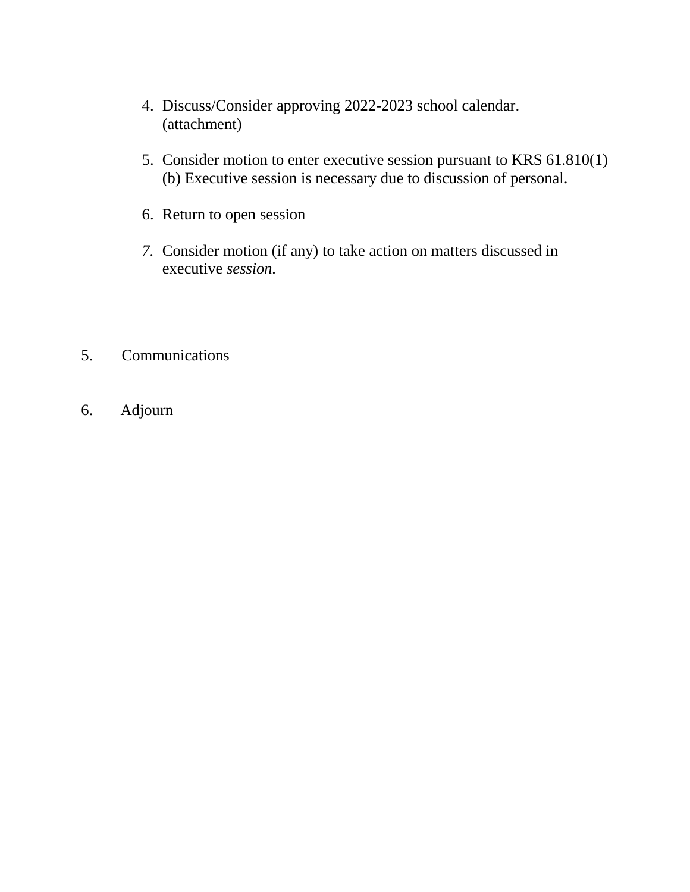4. Discuss/Consider approving 2022-2023 school calendar. (attachment)

5. Consider motion to enter executive session pursuant to KRS 61.810(1) (b) Executive session is necessary due to discussion of personal.

6. Return to open session

7. Consider motion (if any) to take action on matters discussed in executive *session.*

5. Communications

6. Adjourn